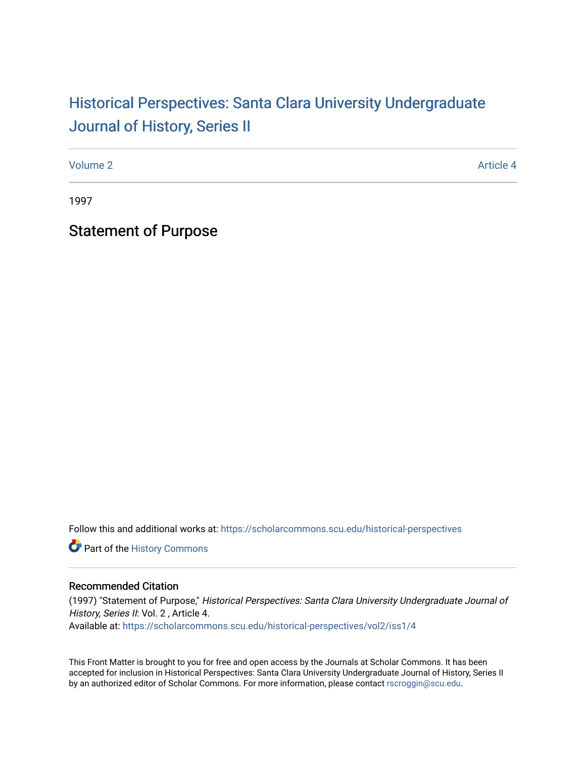# Historical Perspectives: Santa Clara University Undergraduate Journal of History, Series II

Volume 2 | Article 4

1997

## Statement of Purpose

Follow this and additional works at: https://scholarcommons.scu.edu/historical-perspectives

Part of the History Commons

### Recommended Citation

(1997) "Statement of Purpose," *Historical Perspectives: Santa Clara University Undergraduate Journal of History, Series II*: Vol. 2 , Article 4.
Available at: https://scholarcommons.scu.edu/historical-perspectives/vol2/iss1/4

This Front Matter is brought to you for free and open access by the Journals at Scholar Commons. It has been accepted for inclusion in Historical Perspectives: Santa Clara University Undergraduate Journal of History, Series II by an authorized editor of Scholar Commons. For more information, please contact rscroggin@scu.edu.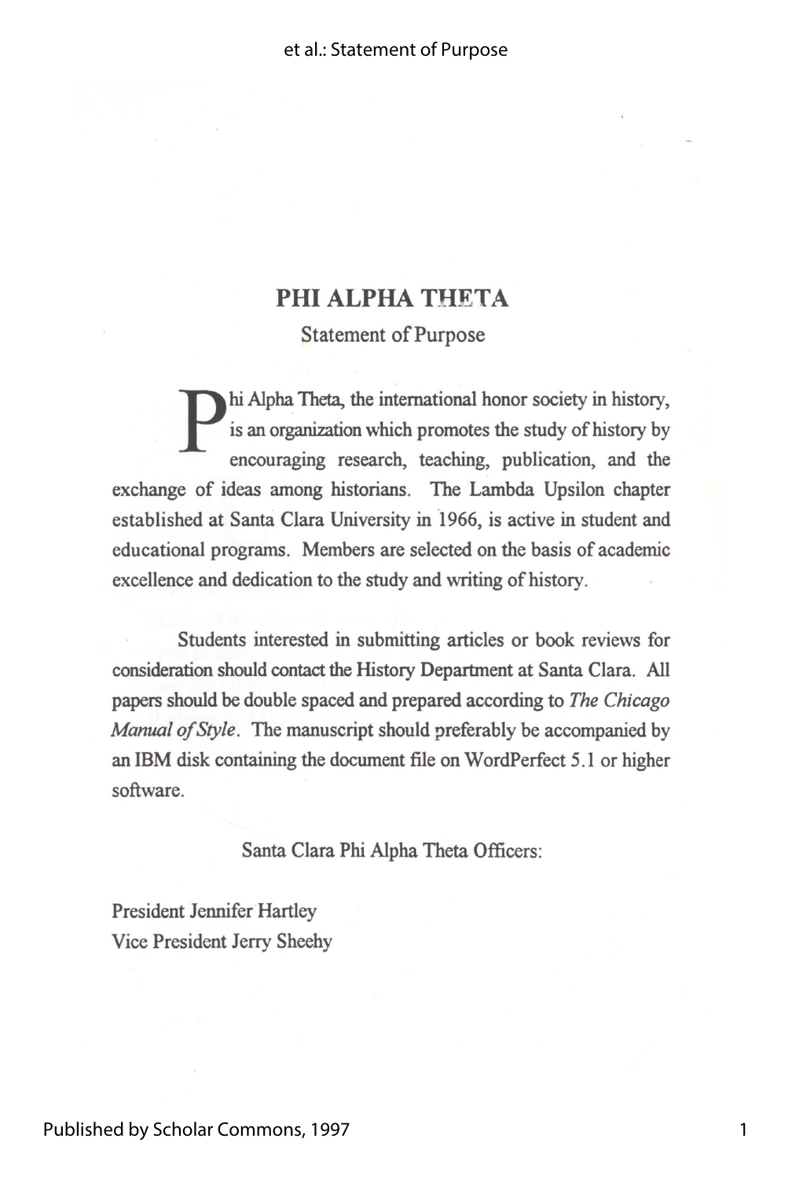# PHI ALPHA THETA

## Statement of Purpose

Phi Alpha Theta, the international honor society in history, is an organization which promotes the study of history by encouraging research, teaching, publication, and the exchange of ideas among historians. The Lambda Upsilon chapter established at Santa Clara University in 1966, is active in student and educational programs. Members are selected on the basis of academic excellence and dedication to the study and writing of history.

Students interested in submitting articles or book reviews for consideration should contact the History Department at Santa Clara. All papers should be double spaced and prepared according to *The Chicago Manual of Style*. The manuscript should preferably be accompanied by an IBM disk containing the document file on WordPerfect 5.1 or higher software.

Santa Clara Phi Alpha Theta Officers:

President Jennifer Hartley
Vice President Jerry Sheehy